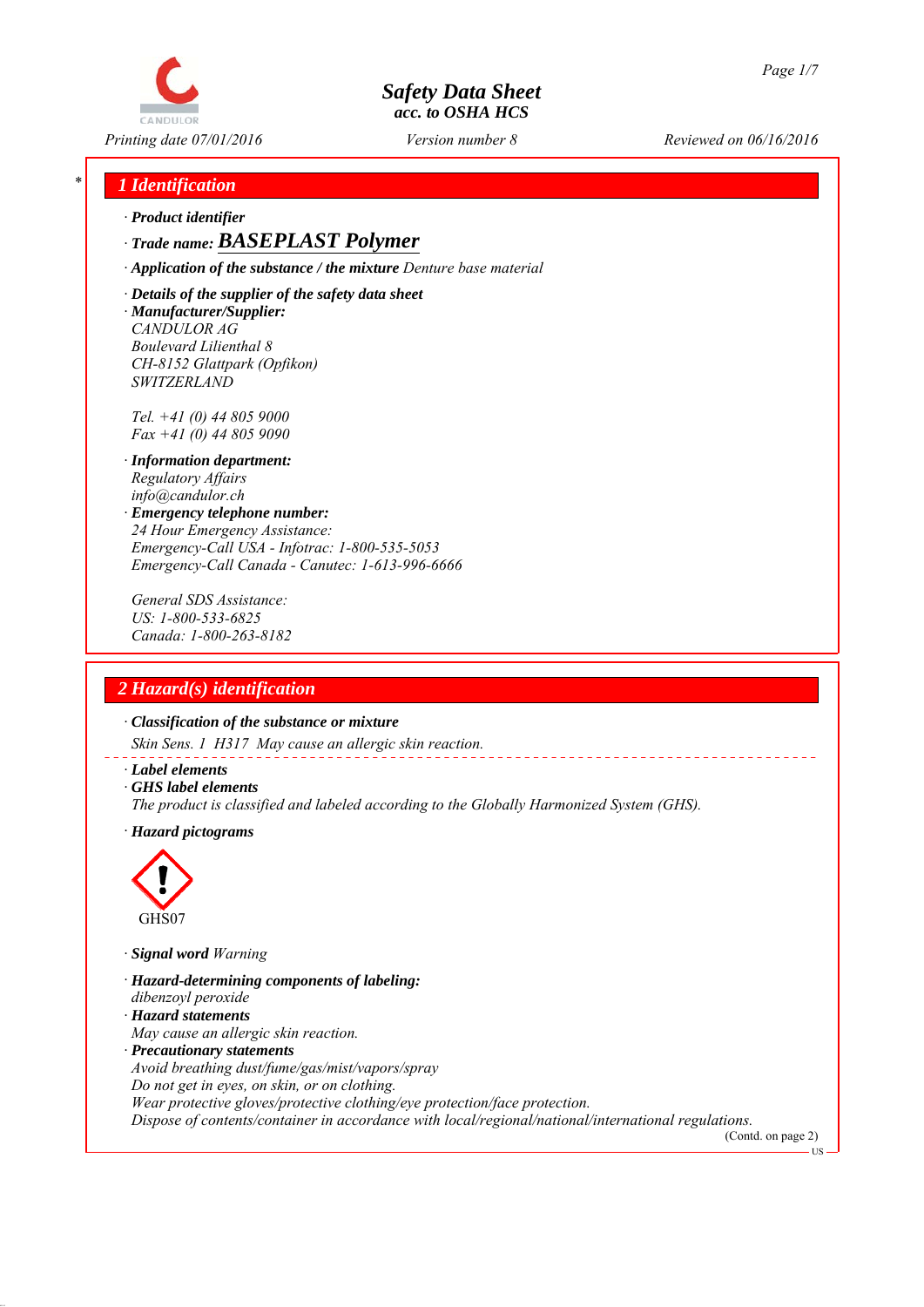# Safety Data Sheet
acc. to OSHA HCS

Printing date 07/01/2016 | Version number 8 | Reviewed on 06/16/2016

## 1 Identification

· **Product identifier**

· **Trade name: BASEPLAST Polymer**

· **Application of the substance / the mixture** Denture base material

· **Details of the supplier of the safety data sheet**

· **Manufacturer/Supplier:**

CANDULOR AG
Boulevard Lilienthal 8
CH-8152 Glattpark (Opfikon)
SWITZERLAND

Tel. +41 (0) 44 805 9000
Fax +41 (0) 44 805 9090

· **Information department:**
Regulatory Affairs
info@candulor.ch

· **Emergency telephone number:**
24 Hour Emergency Assistance:
Emergency-Call USA - Infotrac: 1-800-535-5053
Emergency-Call Canada - Canutec: 1-613-996-6666

General SDS Assistance:
US: 1-800-533-6825
Canada: 1-800-263-8182

## 2 Hazard(s) identification

· **Classification of the substance or mixture**

Skin Sens. 1 H317 May cause an allergic skin reaction.

· **Label elements**

· **GHS label elements**

The product is classified and labeled according to the Globally Harmonized System (GHS).

· **Hazard pictograms**

GHS07

· **Signal word** Warning

· **Hazard-determining components of labeling:**
dibenzoyl peroxide

· **Hazard statements**
May cause an allergic skin reaction.

· **Precautionary statements**
Avoid breathing dust/fume/gas/mist/vapors/spray
Do not get in eyes, on skin, or on clothing.
Wear protective gloves/protective clothing/eye protection/face protection.
Dispose of contents/container in accordance with local/regional/national/international regulations.

(Contd. on page 2)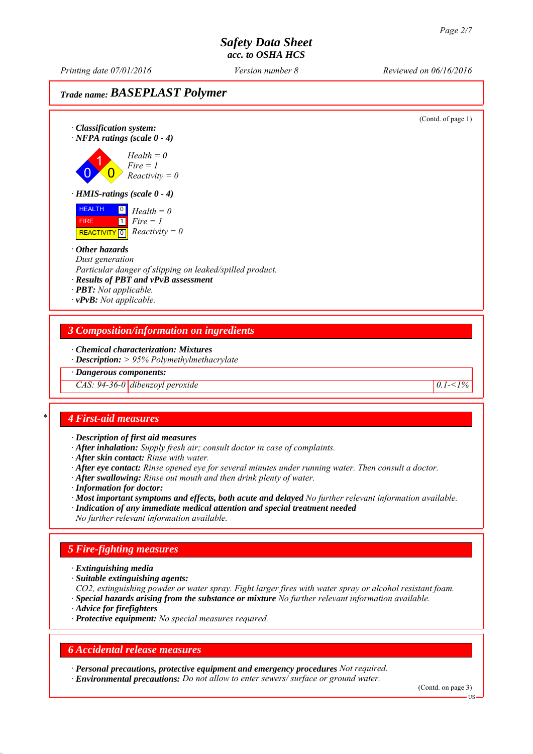**Safety Data Sheet**
**acc. to OSHA HCS**

Printing date 07/01/2016 | Version number 8 | Reviewed on 06/16/2016

**Trade name: BASEPLAST Polymer**

(Contd. of page 1)

· **Classification system:**
· **NFPA ratings (scale 0 - 4)**

Health = 0
Fire = 1
Reactivity = 0

· **HMIS-ratings (scale 0 - 4)**

| | | |
|---|---|---|
| HEALTH | 0 | Health = 0 |
| FIRE | 1 | Fire = 1 |
| REACTIVITY | 0 | Reactivity = 0 |

· **Other hazards**
Dust generation
Particular danger of slipping on leaked/spilled product.
· **Results of PBT and vPvB assessment**
· **PBT:** Not applicable.
· **vPvB:** Not applicable.

## 3 Composition/information on ingredients

· **Chemical characterization: Mixtures**
· **Description:** > 95% Polymethylmethacrylate

· **Dangerous components:**

| | | |
|---|---|---|
| CAS: 94-36-0 | dibenzoyl peroxide | 0.1-<1% |

## 4 First-aid measures

· **Description of first aid measures**
· **After inhalation:** Supply fresh air; consult doctor in case of complaints.
· **After skin contact:** Rinse with water.
· **After eye contact:** Rinse opened eye for several minutes under running water. Then consult a doctor.
· **After swallowing:** Rinse out mouth and then drink plenty of water.
· **Information for doctor:**
· **Most important symptoms and effects, both acute and delayed** No further relevant information available.
· **Indication of any immediate medical attention and special treatment needed**
No further relevant information available.

## 5 Fire-fighting measures

· **Extinguishing media**
· **Suitable extinguishing agents:**
$CO_2$, extinguishing powder or water spray. Fight larger fires with water spray or alcohol resistant foam.
· **Special hazards arising from the substance or mixture** No further relevant information available.
· **Advice for firefighters**
· **Protective equipment:** No special measures required.

## 6 Accidental release measures

· **Personal precautions, protective equipment and emergency procedures** Not required.
· **Environmental precautions:** Do not allow to enter sewers/ surface or ground water.

(Contd. on page 3)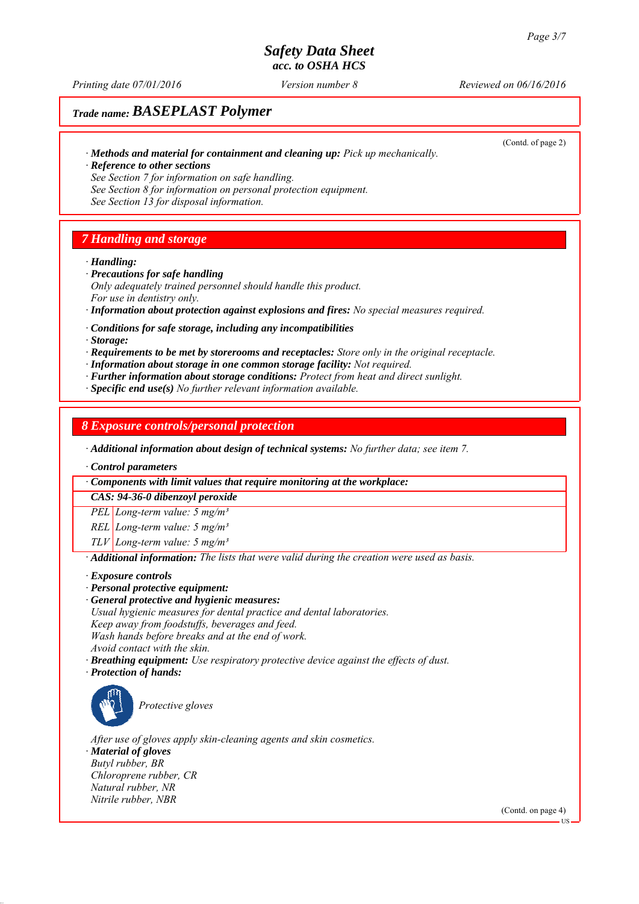(Contd. of page 2)

· **Methods and material for containment and cleaning up:** *Pick up mechanically.*
· **Reference to other sections**
*See Section 7 for information on safe handling.*
*See Section 8 for information on personal protection equipment.*
*See Section 13 for disposal information.*

## 7 Handling and storage

· **Handling:**
· **Precautions for safe handling**
*Only adequately trained personnel should handle this product.*
*For use in dentistry only.*
· **Information about protection against explosions and fires:** *No special measures required.*

· **Conditions for safe storage, including any incompatibilities**
· **Storage:**
· **Requirements to be met by storerooms and receptacles:** *Store only in the original receptacle.*
· **Information about storage in one common storage facility:** *Not required.*
· **Further information about storage conditions:** *Protect from heat and direct sunlight.*
· **Specific end use(s)** *No further relevant information available.*

## 8 Exposure controls/personal protection

· **Additional information about design of technical systems:** *No further data; see item 7.*

· **Control parameters**

| · Components with limit values that require monitoring at the workplace: | |
|---|---|
| **CAS: 94-36-0 dibenzoyl peroxide** | |
| PEL | Long-term value: 5 mg/m³ |
| REL | Long-term value: 5 mg/m³ |
| TLV | Long-term value: 5 mg/m³ |

· **Additional information:** *The lists that were valid during the creation were used as basis.*

· **Exposure controls**
· **Personal protective equipment:**
· **General protective and hygienic measures:**
*Usual hygienic measures for dental practice and dental laboratories.*
*Keep away from foodstuffs, beverages and feed.*
*Wash hands before breaks and at the end of work.*
*Avoid contact with the skin.*
· **Breathing equipment:** *Use respiratory protective device against the effects of dust.*
· **Protection of hands:**

*Protective gloves*

*After use of gloves apply skin-cleaning agents and skin cosmetics.*
· **Material of gloves**
*Butyl rubber, BR*
*Chloroprene rubber, CR*
*Natural rubber, NR*
*Nitrile rubber, NBR*

(Contd. on page 4)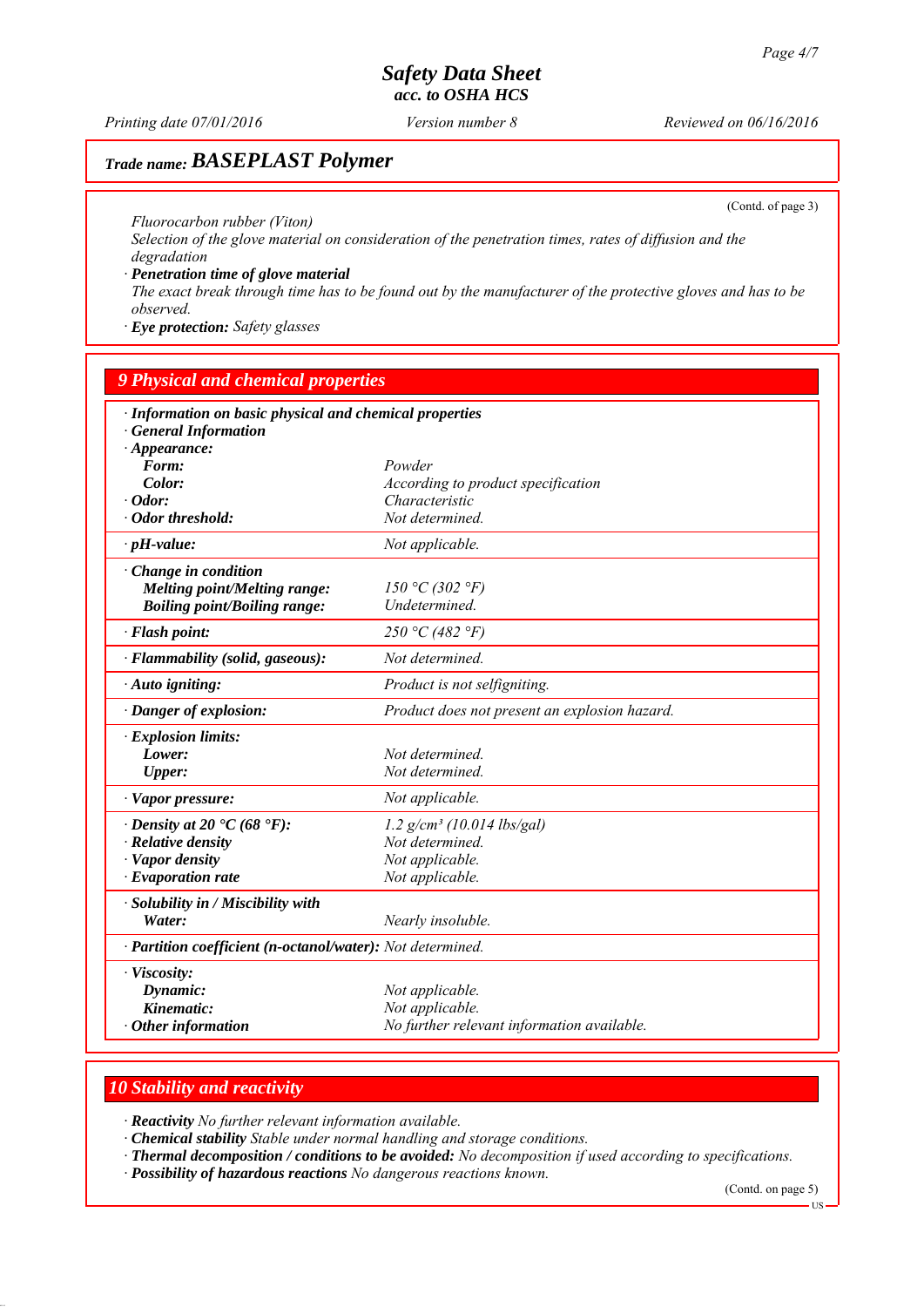# Safety Data Sheet
## acc. to OSHA HCS

Printing date 07/01/2016 | Version number 8 | Reviewed on 06/16/2016

**Trade name: BASEPLAST Polymer**

(Contd. of page 3)

*Fluorocarbon rubber (Viton)*
*Selection of the glove material on consideration of the penetration times, rates of diffusion and the degradation*

· **Penetration time of glove material**
*The exact break through time has to be found out by the manufacturer of the protective gloves and has to be observed.*

· **Eye protection:** *Safety glasses*

## 9 Physical and chemical properties

· **Information on basic physical and chemical properties**
· **General Information**

| Property | Value |
|---|---|
| · **Appearance:** | |
| **Form:** | *Powder* |
| **Color:** | *According to product specification* |
| · **Odor:** | *Characteristic* |
| · **Odor threshold:** | *Not determined.* |
| · **pH-value:** | *Not applicable.* |
| · **Change in condition** | |
| **Melting point/Melting range:** | *150 °C (302 °F)* |
| **Boiling point/Boiling range:** | *Undetermined.* |
| · **Flash point:** | *250 °C (482 °F)* |
| · **Flammability (solid, gaseous):** | *Not determined.* |
| · **Auto igniting:** | *Product is not selfigniting.* |
| · **Danger of explosion:** | *Product does not present an explosion hazard.* |
| · **Explosion limits:** | |
| **Lower:** | *Not determined.* |
| **Upper:** | *Not determined.* |
| · **Vapor pressure:** | *Not applicable.* |
| · **Density at 20 °C (68 °F):** | *1.2 g/cm³ (10.014 lbs/gal)* |
| · **Relative density** | *Not determined.* |
| · **Vapor density** | *Not applicable.* |
| · **Evaporation rate** | *Not applicable.* |
| · **Solubility in / Miscibility with** | |
| **Water:** | *Nearly insoluble.* |
| · **Partition coefficient (n-octanol/water):** | *Not determined.* |
| · **Viscosity:** | |
| **Dynamic:** | *Not applicable.* |
| **Kinematic:** | *Not applicable.* |
| · **Other information** | *No further relevant information available.* |

## 10 Stability and reactivity

· **Reactivity** *No further relevant information available.*
· **Chemical stability** *Stable under normal handling and storage conditions.*
· **Thermal decomposition / conditions to be avoided:** *No decomposition if used according to specifications.*
· **Possibility of hazardous reactions** *No dangerous reactions known.*

(Contd. on page 5)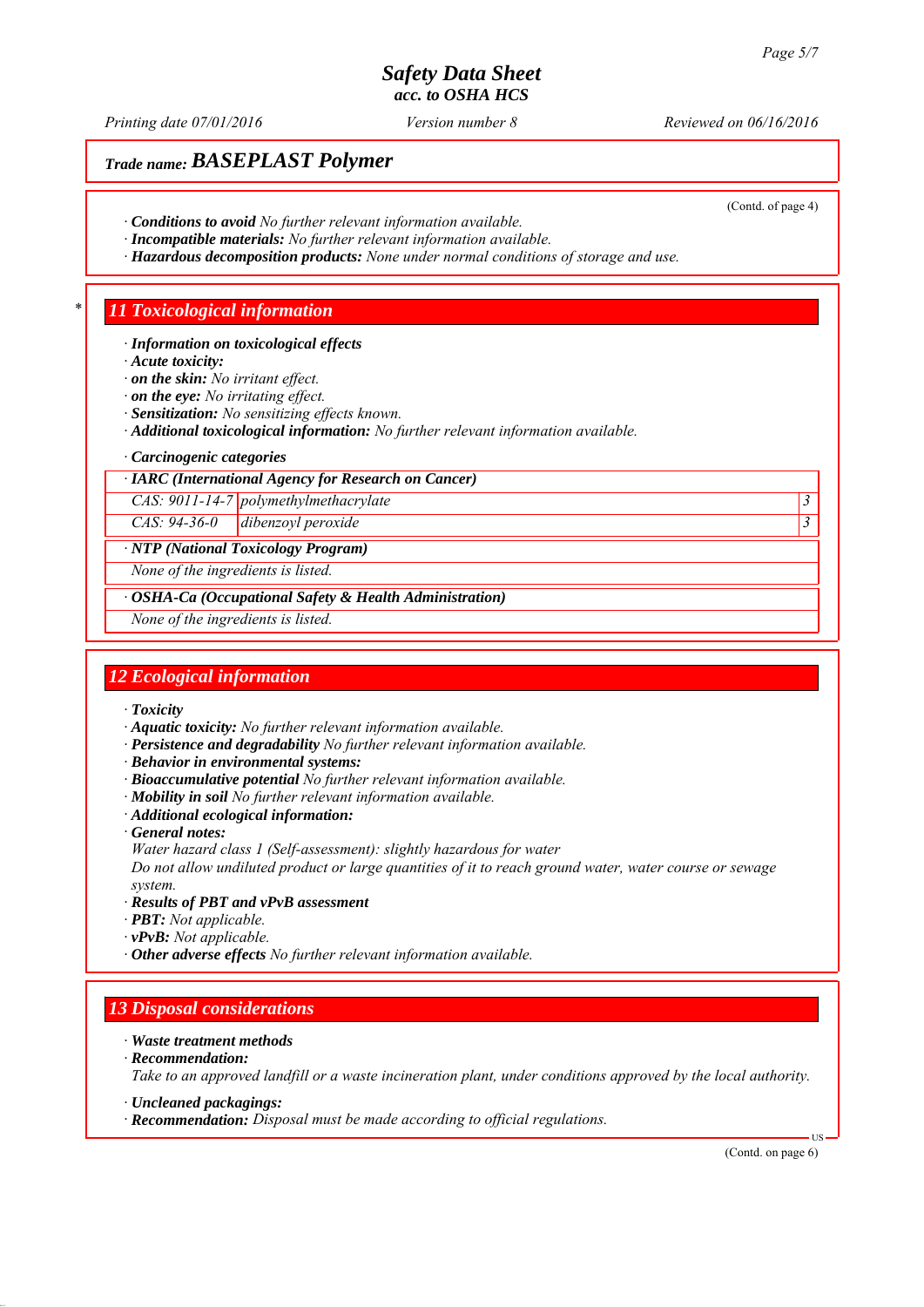Trade name: **BASEPLAST Polymer**

(Contd. of page 4)

· **Conditions to avoid** *No further relevant information available.*
· **Incompatible materials:** *No further relevant information available.*
· **Hazardous decomposition products:** *None under normal conditions of storage and use.*

## * 11 Toxicological information

· **Information on toxicological effects**
· **Acute toxicity:**
· **on the skin:** *No irritant effect.*
· **on the eye:** *No irritating effect.*
· **Sensitization:** *No sensitizing effects known.*
· **Additional toxicological information:** *No further relevant information available.*

· **Carcinogenic categories**

| · IARC (International Agency for Research on Cancer) | | |
|---|---|---|
| CAS: 9011-14-7 | polymethylmethacrylate | 3 |
| CAS: 94-36-0 | dibenzoyl peroxide | 3 |

| · NTP (National Toxicology Program) |
|---|
| None of the ingredients is listed. |

| · OSHA-Ca (Occupational Safety & Health Administration) |
|---|
| None of the ingredients is listed. |

## 12 Ecological information

· **Toxicity**
· **Aquatic toxicity:** *No further relevant information available.*
· **Persistence and degradability** *No further relevant information available.*
· **Behavior in environmental systems:**
· **Bioaccumulative potential** *No further relevant information available.*
· **Mobility in soil** *No further relevant information available.*
· **Additional ecological information:**
· **General notes:**
*Water hazard class 1 (Self-assessment): slightly hazardous for water*
*Do not allow undiluted product or large quantities of it to reach ground water, water course or sewage system.*
· **Results of PBT and vPvB assessment**
· **PBT:** *Not applicable.*
· **vPvB:** *Not applicable.*
· **Other adverse effects** *No further relevant information available.*

## 13 Disposal considerations

· **Waste treatment methods**
· **Recommendation:**
*Take to an approved landfill or a waste incineration plant, under conditions approved by the local authority.*

· **Uncleaned packagings:**
· **Recommendation:** *Disposal must be made according to official regulations.*

(Contd. on page 6)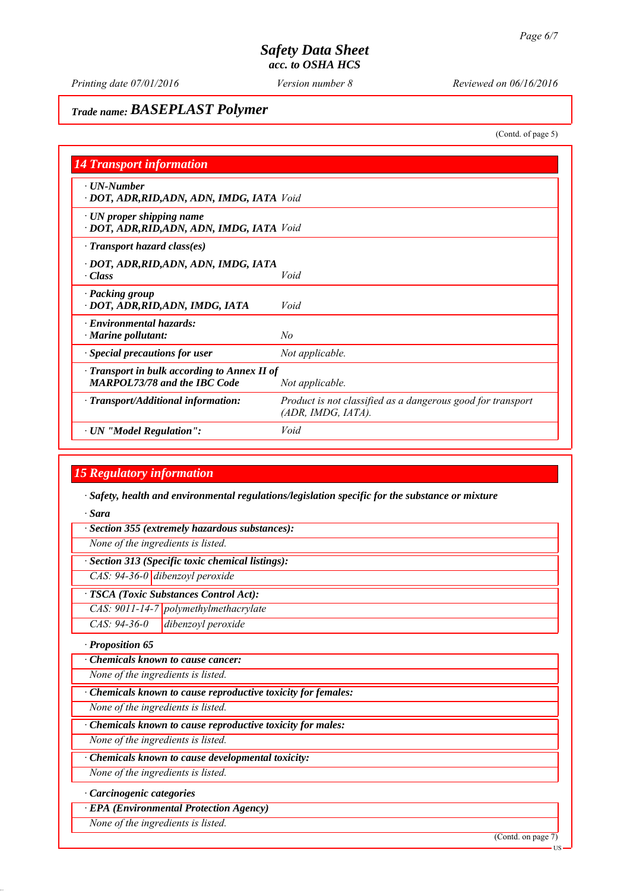**Trade name: BASEPLAST Polymer**

(Contd. of page 5)

## 14 Transport information

| | |
|---|---|
| · **UN-Number** · **DOT, ADR,RID,ADN, ADN, IMDG, IATA** | *Void* |
| · **UN proper shipping name** · **DOT, ADR,RID,ADN, ADN, IMDG, IATA** | *Void* |
| · **Transport hazard class(es)** | |
| · **DOT, ADR,RID,ADN, ADN, IMDG, IATA** · **Class** | *Void* |
| · **Packing group** · **DOT, ADR,RID,ADN, IMDG, IATA** | *Void* |
| · **Environmental hazards:** · **Marine pollutant:** | *No* |
| · **Special precautions for user** | *Not applicable.* |
| · **Transport in bulk according to Annex II of MARPOL73/78 and the IBC Code** | *Not applicable.* |
| · **Transport/Additional information:** | *Product is not classified as a dangerous good for transport (ADR, IMDG, IATA).* |
| · **UN "Model Regulation":** | *Void* |

## 15 Regulatory information

· **Safety, health and environmental regulations/legislation specific for the substance or mixture**

· **Sara**

· **Section 355 (extremely hazardous substances):**

*None of the ingredients is listed.*

· **Section 313 (Specific toxic chemical listings):**

| | |
|---|---|
| *CAS: 94-36-0* | *dibenzoyl peroxide* |

· **TSCA (Toxic Substances Control Act):**

| | |
|---|---|
| *CAS: 9011-14-7* | *polymethylmethacrylate* |
| *CAS: 94-36-0* | *dibenzoyl peroxide* |

· **Proposition 65**

· **Chemicals known to cause cancer:**

*None of the ingredients is listed.*

· **Chemicals known to cause reproductive toxicity for females:**

*None of the ingredients is listed.*

· **Chemicals known to cause reproductive toxicity for males:**

*None of the ingredients is listed.*

· **Chemicals known to cause developmental toxicity:**

*None of the ingredients is listed.*

· **Carcinogenic categories**

· **EPA (Environmental Protection Agency)**

*None of the ingredients is listed.*

(Contd. on page 7)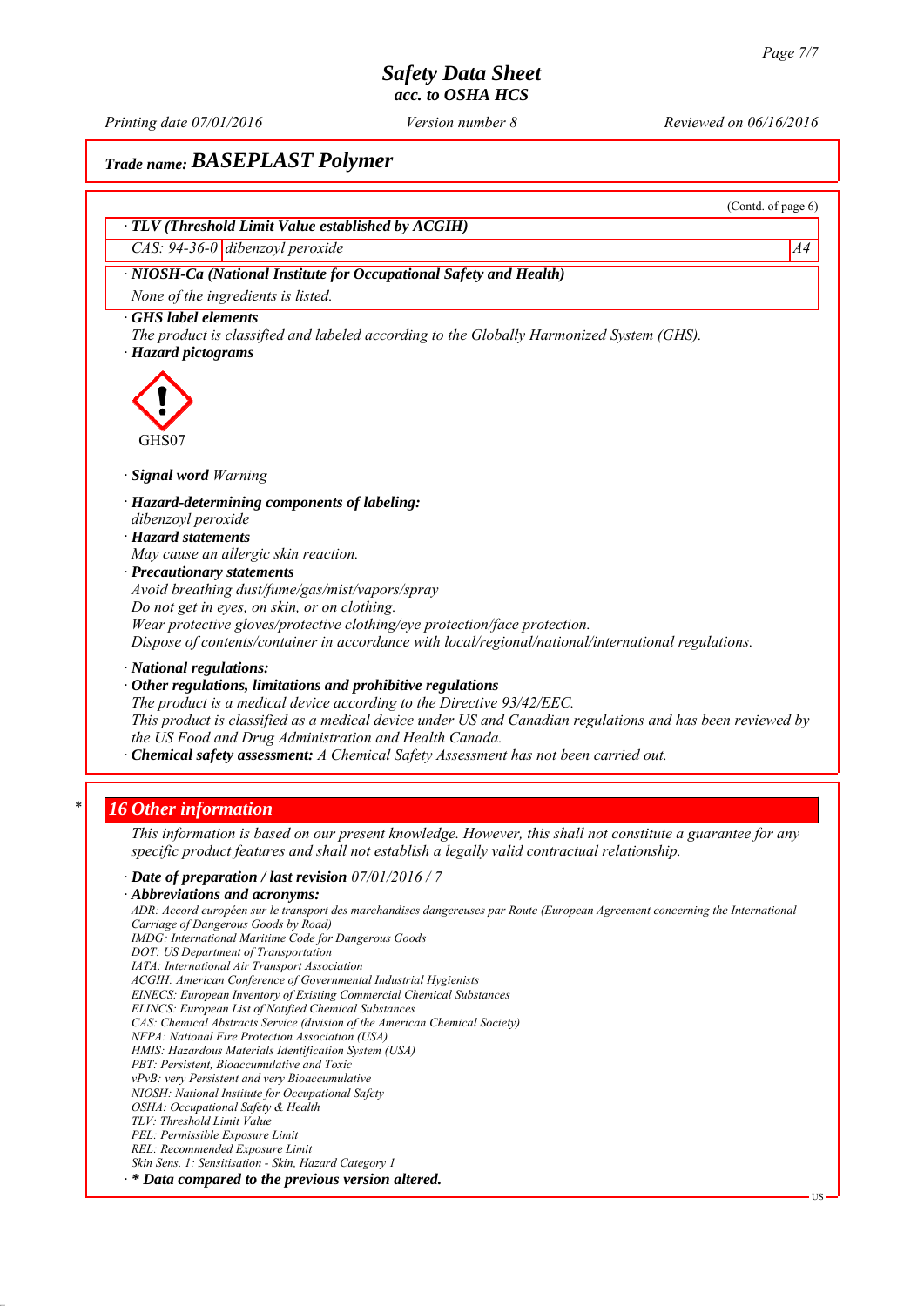*Safety Data Sheet*
*acc. to OSHA HCS*

*Printing date 07/01/2016* *Version number 8* *Reviewed on 06/16/2016*

## *Trade name:* ***BASEPLAST Polymer***

(Contd. of page 6)

· ***TLV (Threshold Limit Value established by ACGIH)***

| | | |
|---|---|---|
| *CAS: 94-36-0* | *dibenzoyl peroxide* | *A4* |

· ***NIOSH-Ca (National Institute for Occupational Safety and Health)***

*None of the ingredients is listed.*

· ***GHS label elements***
*The product is classified and labeled according to the Globally Harmonized System (GHS).*
· ***Hazard pictograms***

GHS07

· ***Signal word*** *Warning*

· ***Hazard-determining components of labeling:***
*dibenzoyl peroxide*
· ***Hazard statements***
*May cause an allergic skin reaction.*
· ***Precautionary statements***
*Avoid breathing dust/fume/gas/mist/vapors/spray*
*Do not get in eyes, on skin, or on clothing.*
*Wear protective gloves/protective clothing/eye protection/face protection.*
*Dispose of contents/container in accordance with local/regional/national/international regulations.*

· ***National regulations:***
· ***Other regulations, limitations and prohibitive regulations***
*The product is a medical device according to the Directive 93/42/EEC.*
*This product is classified as a medical device under US and Canadian regulations and has been reviewed by the US Food and Drug Administration and Health Canada.*
· ***Chemical safety assessment:*** *A Chemical Safety Assessment has not been carried out.*

## * *16 Other information*

*This information is based on our present knowledge. However, this shall not constitute a guarantee for any specific product features and shall not establish a legally valid contractual relationship.*

· ***Date of preparation / last revision*** *07/01/2016 / 7*
· ***Abbreviations and acronyms:***
*ADR: Accord européen sur le transport des marchandises dangereuses par Route (European Agreement concerning the International Carriage of Dangerous Goods by Road)*
*IMDG: International Maritime Code for Dangerous Goods*
*DOT: US Department of Transportation*
*IATA: International Air Transport Association*
*ACGIH: American Conference of Governmental Industrial Hygienists*
*EINECS: European Inventory of Existing Commercial Chemical Substances*
*ELINCS: European List of Notified Chemical Substances*
*CAS: Chemical Abstracts Service (division of the American Chemical Society)*
*NFPA: National Fire Protection Association (USA)*
*HMIS: Hazardous Materials Identification System (USA)*
*PBT: Persistent, Bioaccumulative and Toxic*
*vPvB: very Persistent and very Bioaccumulative*
*NIOSH: National Institute for Occupational Safety*
*OSHA: Occupational Safety & Health*
*TLV: Threshold Limit Value*
*PEL: Permissible Exposure Limit*
*REL: Recommended Exposure Limit*
*Skin Sens. 1: Sensitisation - Skin, Hazard Category 1*
· ***\* Data compared to the previous version altered.***

US